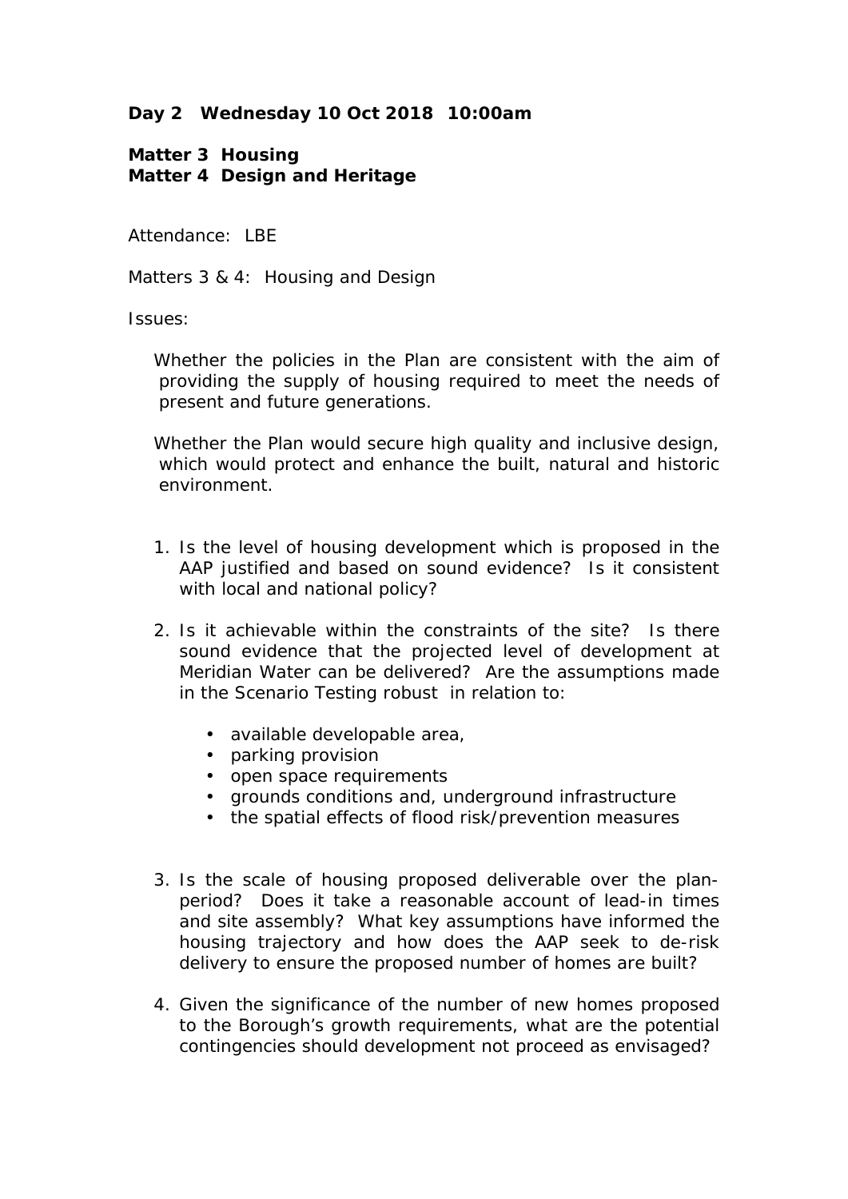**Day 2 Wednesday 10 Oct 2018 10:00am**

**Matter 3 Housing**
**Matter 4 Design and Heritage**

Attendance: LBE

Matters 3 & 4: Housing and Design

Issues:

Whether the policies in the Plan are consistent with the aim of providing the supply of housing required to meet the needs of present and future generations.

Whether the Plan would secure high quality and inclusive design, which would protect and enhance the built, natural and historic environment.

1. Is the level of housing development which is proposed in the AAP justified and based on sound evidence? Is it consistent with local and national policy?

2. Is it achievable within the constraints of the site? Is there sound evidence that the projected level of development at Meridian Water can be delivered? Are the assumptions made in the Scenario Testing robust in relation to:

    - available developable area,
    - parking provision
    - open space requirements
    - grounds conditions and, underground infrastructure
    - the spatial effects of flood risk/prevention measures

3. Is the scale of housing proposed deliverable over the plan-period? Does it take a reasonable account of lead-in times and site assembly? What key assumptions have informed the housing trajectory and how does the AAP seek to de-risk delivery to ensure the proposed number of homes are built?

4. Given the significance of the number of new homes proposed to the Borough's growth requirements, what are the potential contingencies should development not proceed as envisaged?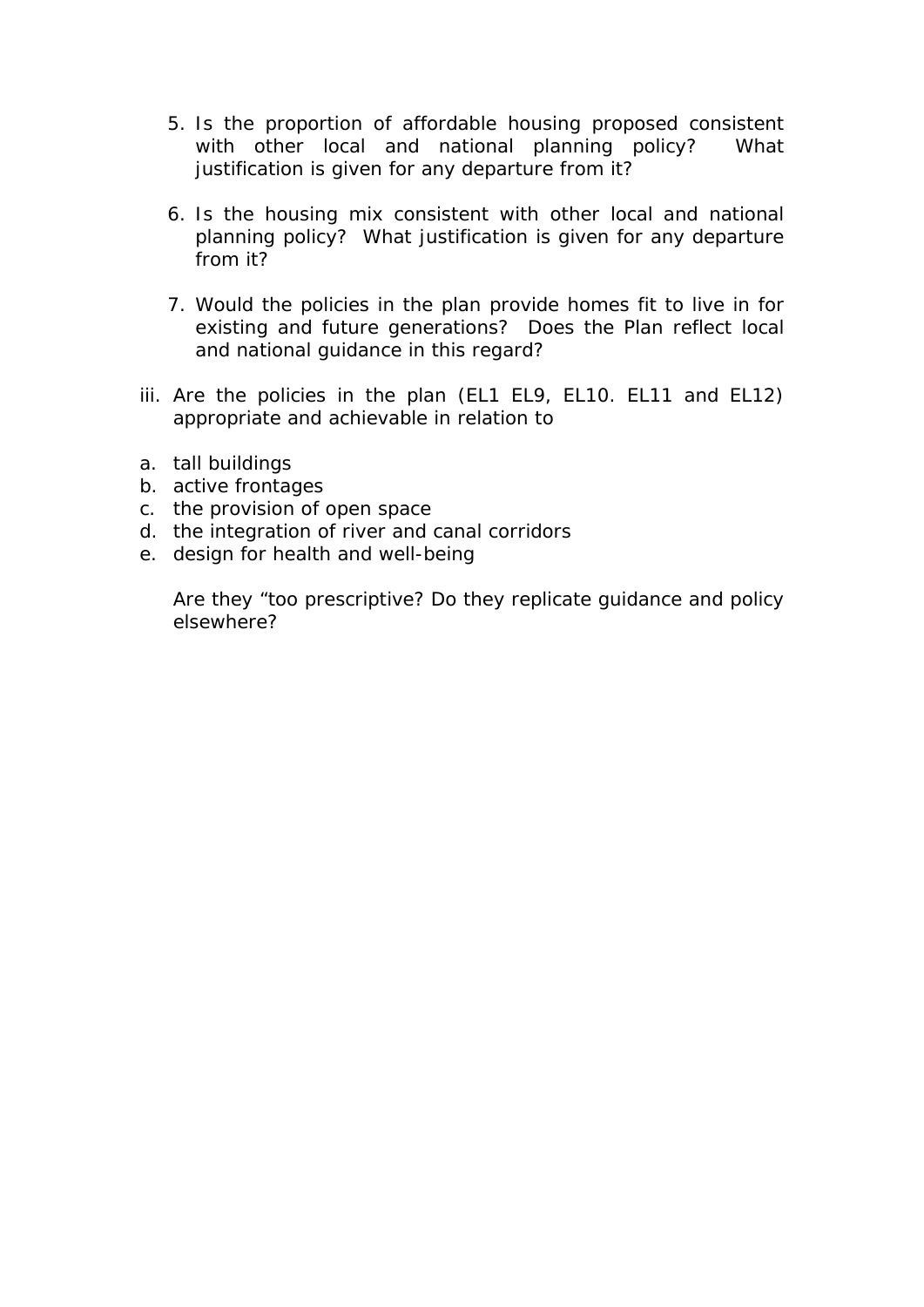5. Is the proportion of affordable housing proposed consistent with other local and national planning policy? What justification is given for any departure from it?

6. Is the housing mix consistent with other local and national planning policy? What justification is given for any departure from it?

7. Would the policies in the plan provide homes fit to live in for existing and future generations? Does the Plan reflect local and national guidance in this regard?

iii. Are the policies in the plan (EL1 EL9, EL10. EL11 and EL12) appropriate and achievable in relation to

a. tall buildings
b. active frontages
c. the provision of open space
d. the integration of river and canal corridors
e. design for health and well-being

Are they "too prescriptive? Do they replicate guidance and policy elsewhere?